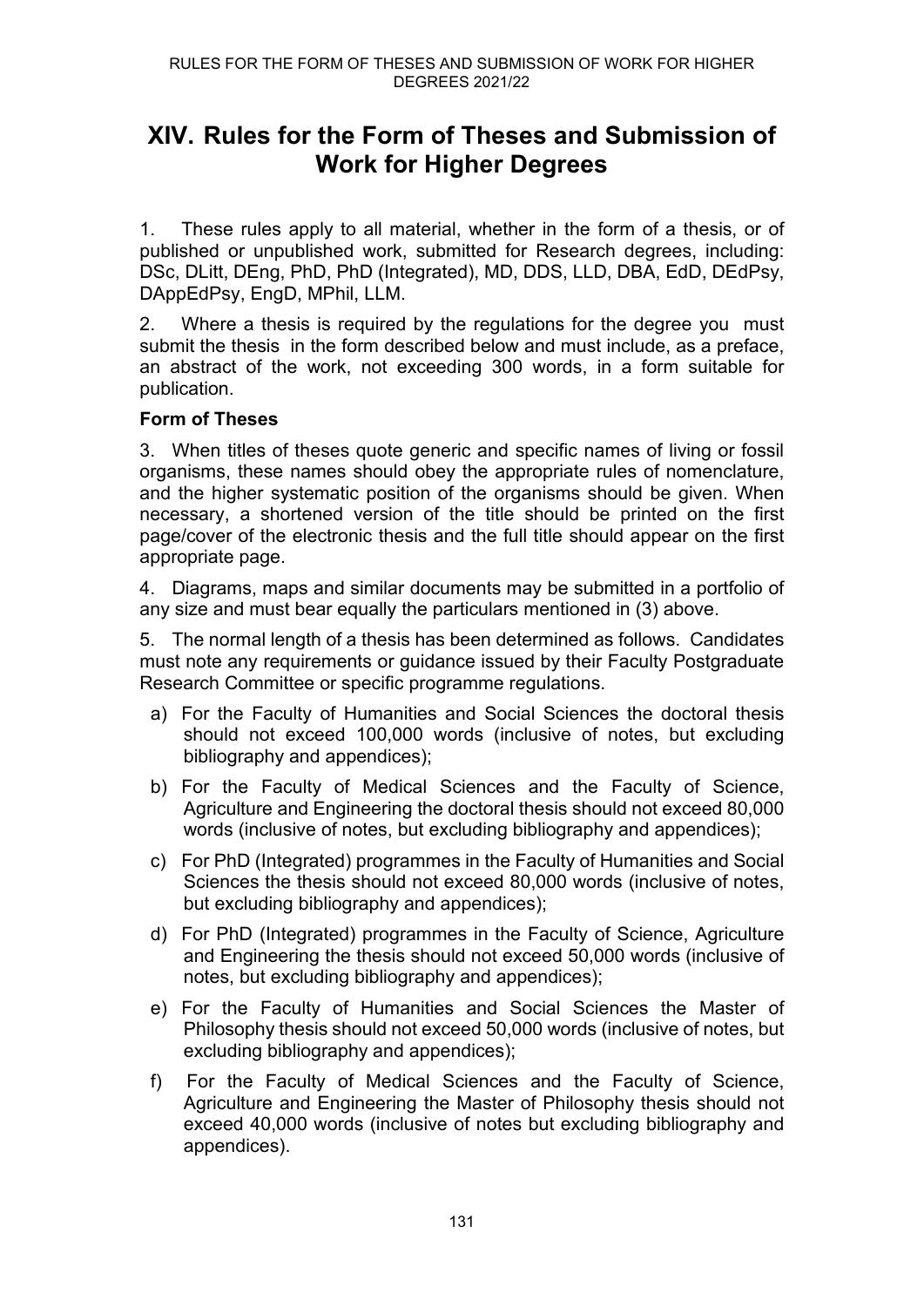# XIV. Rules for the Form of Theses and Submission of Work for Higher Degrees

1. These rules apply to all material, whether in the form of a thesis, or of published or unpublished work, submitted for Research degrees, including: DSc, DLitt, DEng, PhD, PhD (Integrated), MD, DDS, LLD, DBA, EdD, DEdPsy, DAppEdPsy, EngD, MPhil, LLM.

2. Where a thesis is required by the regulations for the degree you must submit the thesis in the form described below and must include, as a preface, an abstract of the work, not exceeding 300 words, in a form suitable for publication.

**Form of Theses**

3. When titles of theses quote generic and specific names of living or fossil organisms, these names should obey the appropriate rules of nomenclature, and the higher systematic position of the organisms should be given. When necessary, a shortened version of the title should be printed on the first page/cover of the electronic thesis and the full title should appear on the first appropriate page.

4. Diagrams, maps and similar documents may be submitted in a portfolio of any size and must bear equally the particulars mentioned in (3) above.

5. The normal length of a thesis has been determined as follows. Candidates must note any requirements or guidance issued by their Faculty Postgraduate Research Committee or specific programme regulations.

a) For the Faculty of Humanities and Social Sciences the doctoral thesis should not exceed 100,000 words (inclusive of notes, but excluding bibliography and appendices);

b) For the Faculty of Medical Sciences and the Faculty of Science, Agriculture and Engineering the doctoral thesis should not exceed 80,000 words (inclusive of notes, but excluding bibliography and appendices);

c) For PhD (Integrated) programmes in the Faculty of Humanities and Social Sciences the thesis should not exceed 80,000 words (inclusive of notes, but excluding bibliography and appendices);

d) For PhD (Integrated) programmes in the Faculty of Science, Agriculture and Engineering the thesis should not exceed 50,000 words (inclusive of notes, but excluding bibliography and appendices);

e) For the Faculty of Humanities and Social Sciences the Master of Philosophy thesis should not exceed 50,000 words (inclusive of notes, but excluding bibliography and appendices);

f) For the Faculty of Medical Sciences and the Faculty of Science, Agriculture and Engineering the Master of Philosophy thesis should not exceed 40,000 words (inclusive of notes but excluding bibliography and appendices).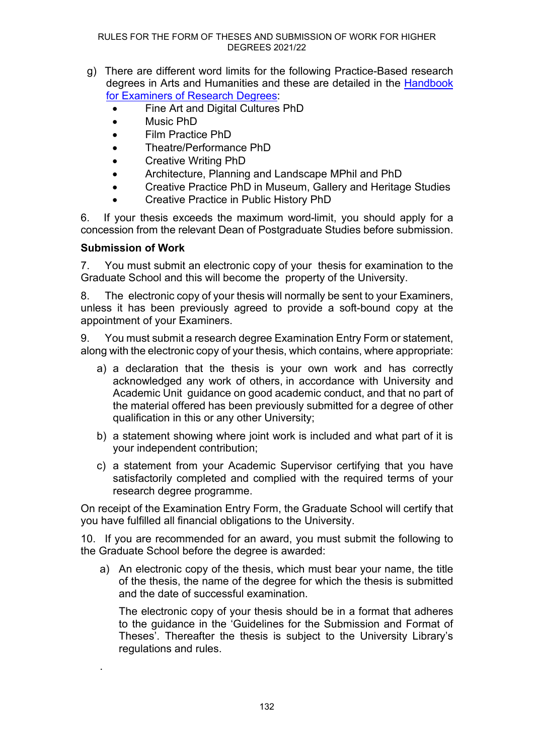g) There are different word limits for the following Practice-Based research degrees in Arts and Humanities and these are detailed in the [Handbook for Examiners of Research Degrees](#):
   - Fine Art and Digital Cultures PhD
   - Music PhD
   - Film Practice PhD
   - Theatre/Performance PhD
   - Creative Writing PhD
   - Architecture, Planning and Landscape MPhil and PhD
   - Creative Practice PhD in Museum, Gallery and Heritage Studies
   - Creative Practice in Public History PhD

6. If your thesis exceeds the maximum word-limit, you should apply for a concession from the relevant Dean of Postgraduate Studies before submission.

**Submission of Work**

7. You must submit an electronic copy of your thesis for examination to the Graduate School and this will become the property of the University.

8. The electronic copy of your thesis will normally be sent to your Examiners, unless it has been previously agreed to provide a soft-bound copy at the appointment of your Examiners.

9. You must submit a research degree Examination Entry Form or statement, along with the electronic copy of your thesis, which contains, where appropriate:

   a) a declaration that the thesis is your own work and has correctly acknowledged any work of others, in accordance with University and Academic Unit guidance on good academic conduct, and that no part of the material offered has been previously submitted for a degree of other qualification in this or any other University;

   b) a statement showing where joint work is included and what part of it is your independent contribution;

   c) a statement from your Academic Supervisor certifying that you have satisfactorily completed and complied with the required terms of your research degree programme.

On receipt of the Examination Entry Form, the Graduate School will certify that you have fulfilled all financial obligations to the University.

10. If you are recommended for an award, you must submit the following to the Graduate School before the degree is awarded:

   a) An electronic copy of the thesis, which must bear your name, the title of the thesis, the name of the degree for which the thesis is submitted and the date of successful examination.

      The electronic copy of your thesis should be in a format that adheres to the guidance in the 'Guidelines for the Submission and Format of Theses'. Thereafter the thesis is subject to the University Library's regulations and rules.

.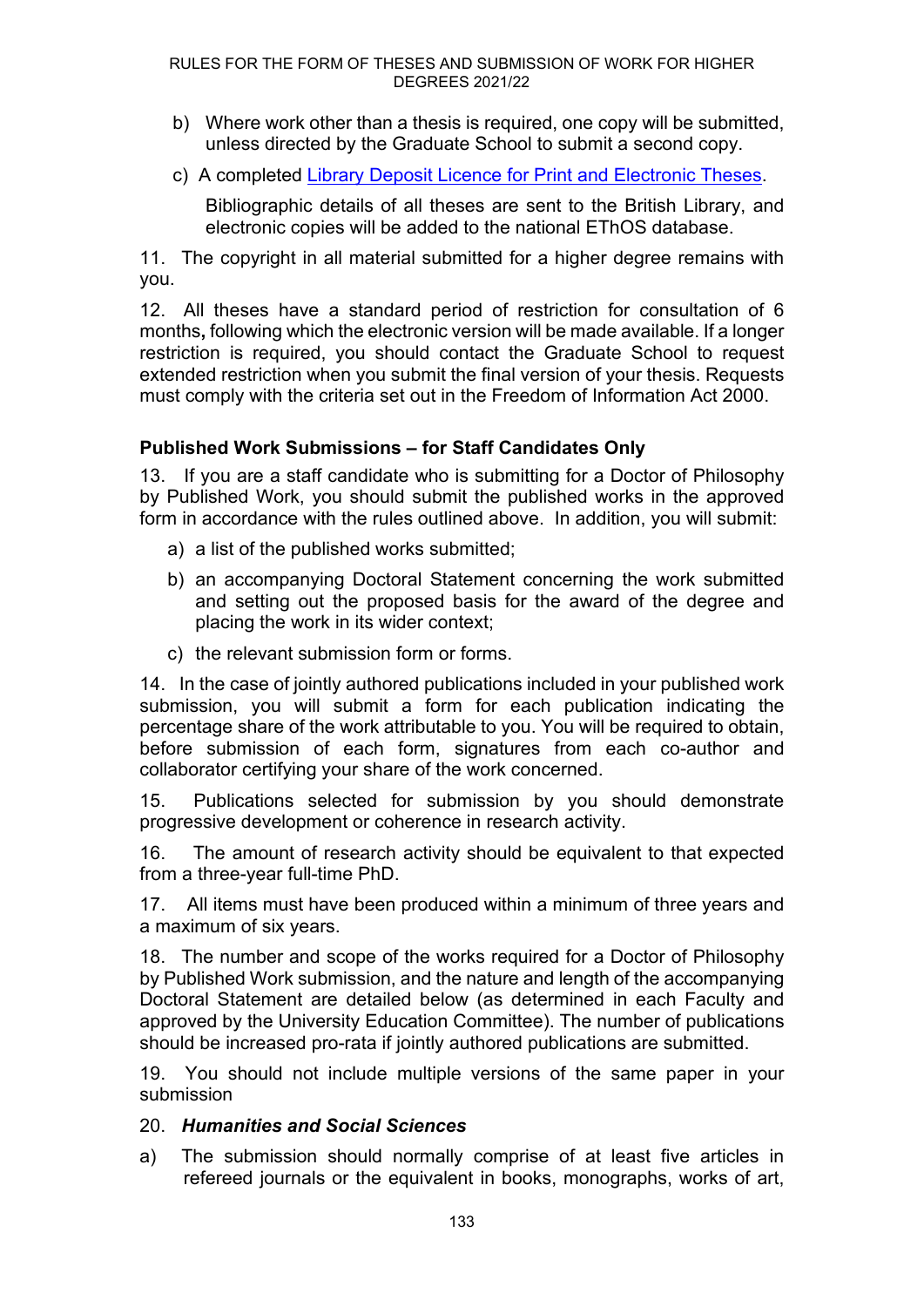b) Where work other than a thesis is required, one copy will be submitted, unless directed by the Graduate School to submit a second copy.

c) A completed [Library Deposit Licence for Print and Electronic Theses](#).

   Bibliographic details of all theses are sent to the British Library, and electronic copies will be added to the national EThOS database.

11. The copyright in all material submitted for a higher degree remains with you.

12. All theses have a standard period of restriction for consultation of 6 months**,** following which the electronic version will be made available. If a longer restriction is required, you should contact the Graduate School to request extended restriction when you submit the final version of your thesis. Requests must comply with the criteria set out in the Freedom of Information Act 2000.

### Published Work Submissions – for Staff Candidates Only

13. If you are a staff candidate who is submitting for a Doctor of Philosophy by Published Work, you should submit the published works in the approved form in accordance with the rules outlined above. In addition, you will submit:

   a) a list of the published works submitted;

   b) an accompanying Doctoral Statement concerning the work submitted and setting out the proposed basis for the award of the degree and placing the work in its wider context;

   c) the relevant submission form or forms.

14. In the case of jointly authored publications included in your published work submission, you will submit a form for each publication indicating the percentage share of the work attributable to you. You will be required to obtain, before submission of each form, signatures from each co-author and collaborator certifying your share of the work concerned.

15. Publications selected for submission by you should demonstrate progressive development or coherence in research activity.

16. The amount of research activity should be equivalent to that expected from a three-year full-time PhD.

17. All items must have been produced within a minimum of three years and a maximum of six years.

18. The number and scope of the works required for a Doctor of Philosophy by Published Work submission, and the nature and length of the accompanying Doctoral Statement are detailed below (as determined in each Faculty and approved by the University Education Committee). The number of publications should be increased pro-rata if jointly authored publications are submitted.

19. You should not include multiple versions of the same paper in your submission

20. ***Humanities and Social Sciences***

a) The submission should normally comprise of at least five articles in refereed journals or the equivalent in books, monographs, works of art,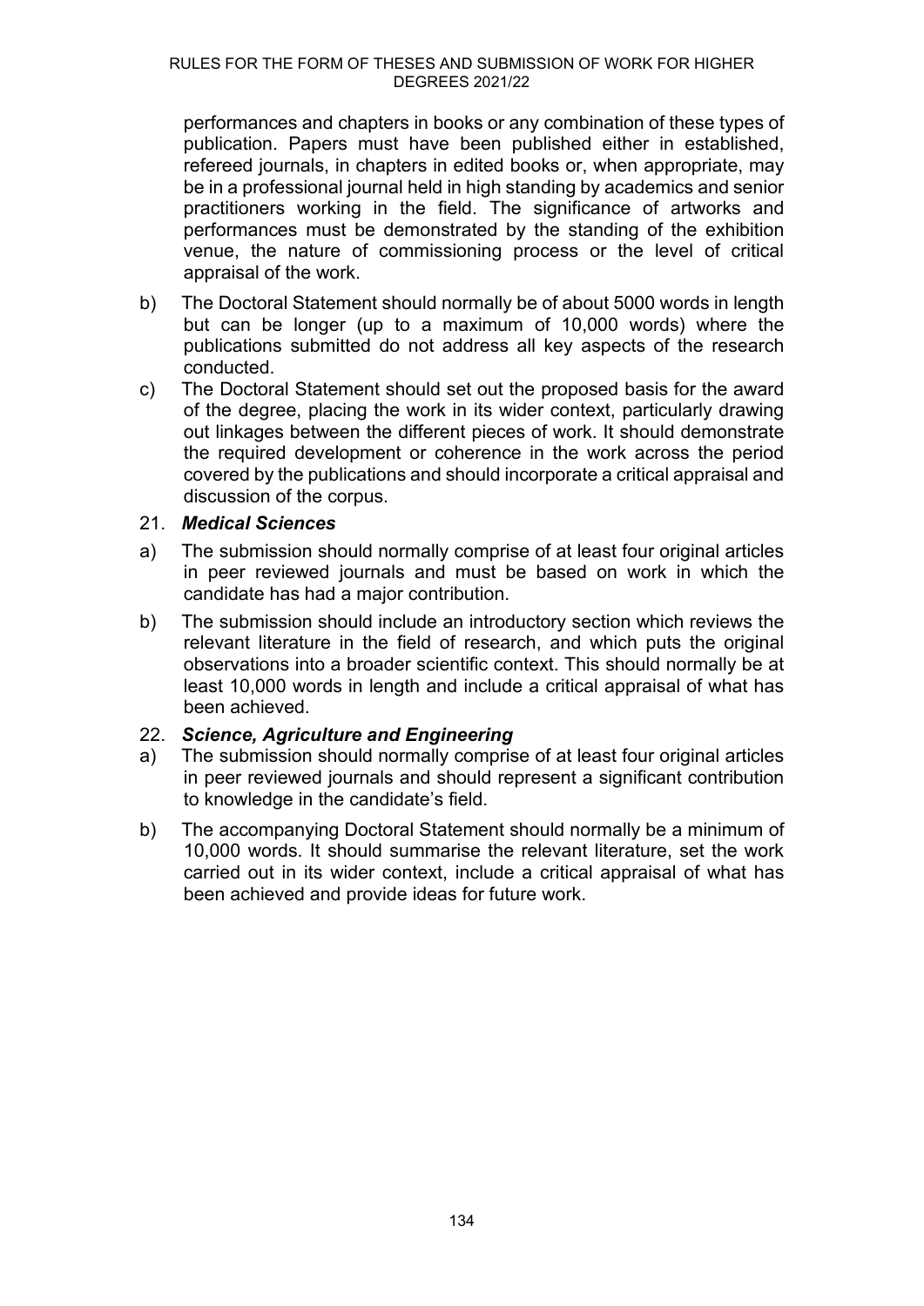performances and chapters in books or any combination of these types of publication. Papers must have been published either in established, refereed journals, in chapters in edited books or, when appropriate, may be in a professional journal held in high standing by academics and senior practitioners working in the field. The significance of artworks and performances must be demonstrated by the standing of the exhibition venue, the nature of commissioning process or the level of critical appraisal of the work.

b) The Doctoral Statement should normally be of about 5000 words in length but can be longer (up to a maximum of 10,000 words) where the publications submitted do not address all key aspects of the research conducted.

c) The Doctoral Statement should set out the proposed basis for the award of the degree, placing the work in its wider context, particularly drawing out linkages between the different pieces of work. It should demonstrate the required development or coherence in the work across the period covered by the publications and should incorporate a critical appraisal and discussion of the corpus.

21. ***Medical Sciences***

a) The submission should normally comprise of at least four original articles in peer reviewed journals and must be based on work in which the candidate has had a major contribution.

b) The submission should include an introductory section which reviews the relevant literature in the field of research, and which puts the original observations into a broader scientific context. This should normally be at least 10,000 words in length and include a critical appraisal of what has been achieved.

22. ***Science, Agriculture and Engineering***

a) The submission should normally comprise of at least four original articles in peer reviewed journals and should represent a significant contribution to knowledge in the candidate's field.

b) The accompanying Doctoral Statement should normally be a minimum of 10,000 words. It should summarise the relevant literature, set the work carried out in its wider context, include a critical appraisal of what has been achieved and provide ideas for future work.